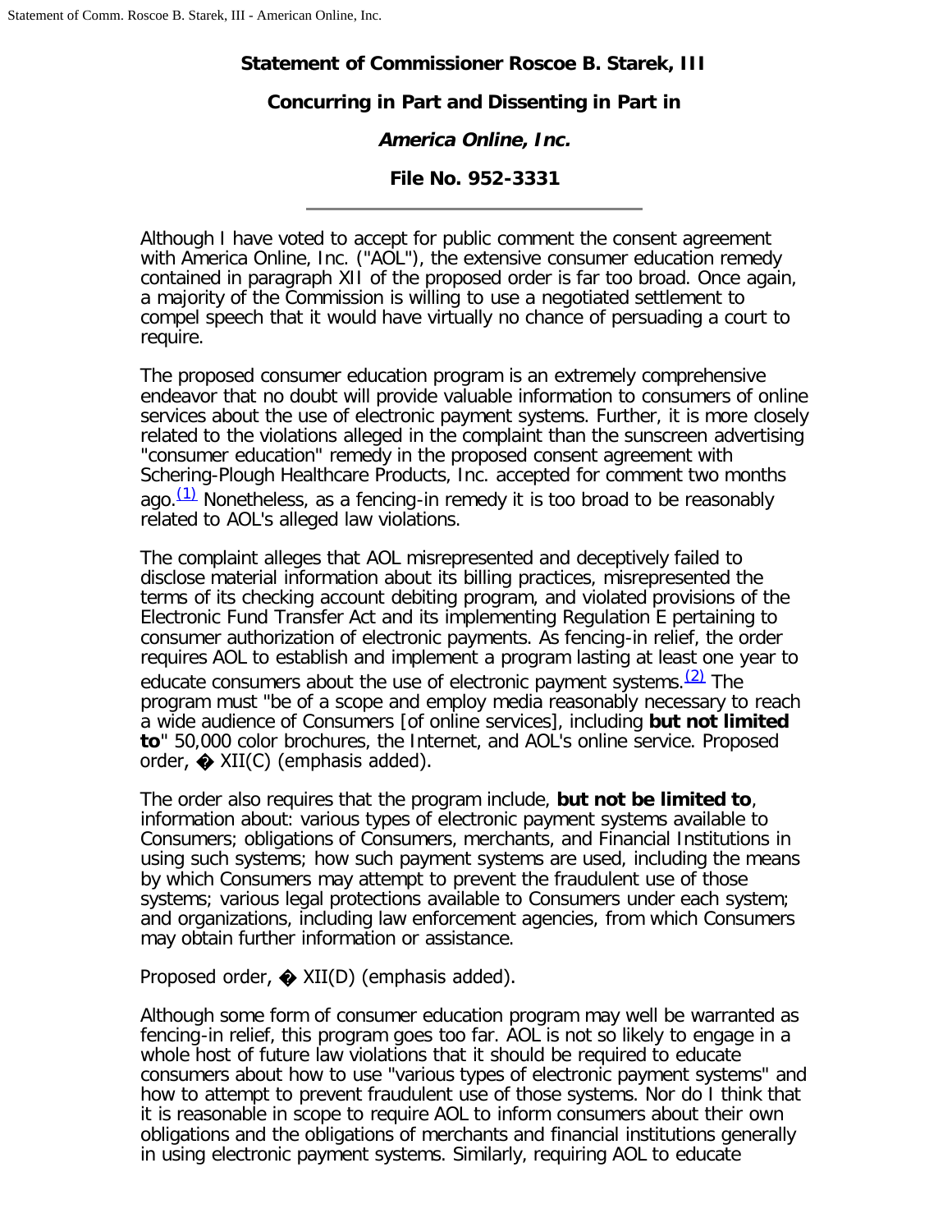**Statement of Commissioner Roscoe B. Starek, III**

**Concurring in Part and Dissenting in Part in**

***America Online, Inc.***

**File No. 952-3331**

---

Although I have voted to accept for public comment the consent agreement with America Online, Inc. ("AOL"), the extensive consumer education remedy contained in paragraph XII of the proposed order is far too broad. Once again, a majority of the Commission is willing to use a negotiated settlement to compel speech that it would have virtually no chance of persuading a court to require.

The proposed consumer education program is an extremely comprehensive endeavor that no doubt will provide valuable information to consumers of online services about the use of electronic payment systems. Further, it is more closely related to the violations alleged in the complaint than the sunscreen advertising "consumer education" remedy in the proposed consent agreement with Schering-Plough Healthcare Products, Inc. accepted for comment two months ago.[(1)] Nonetheless, as a fencing-in remedy it is too broad to be reasonably related to AOL's alleged law violations.

The complaint alleges that AOL misrepresented and deceptively failed to disclose material information about its billing practices, misrepresented the terms of its checking account debiting program, and violated provisions of the Electronic Fund Transfer Act and its implementing Regulation E pertaining to consumer authorization of electronic payments. As fencing-in relief, the order requires AOL to establish and implement a program lasting at least one year to educate consumers about the use of electronic payment systems.[(2)] The program must "be of a scope and employ media reasonably necessary to reach a wide audience of Consumers [of online services], including **but not limited to**" 50,000 color brochures, the Internet, and AOL's online service. Proposed order, � XII(C) (emphasis added).

The order also requires that the program include, **but not be limited to**, information about: various types of electronic payment systems available to Consumers; obligations of Consumers, merchants, and Financial Institutions in using such systems; how such payment systems are used, including the means by which Consumers may attempt to prevent the fraudulent use of those systems; various legal protections available to Consumers under each system; and organizations, including law enforcement agencies, from which Consumers may obtain further information or assistance.

Proposed order, � XII(D) (emphasis added).

Although some form of consumer education program may well be warranted as fencing-in relief, this program goes too far. AOL is not so likely to engage in a whole host of future law violations that it should be required to educate consumers about how to use "various types of electronic payment systems" and how to attempt to prevent fraudulent use of those systems. Nor do I think that it is reasonable in scope to require AOL to inform consumers about their own obligations and the obligations of merchants and financial institutions generally in using electronic payment systems. Similarly, requiring AOL to educate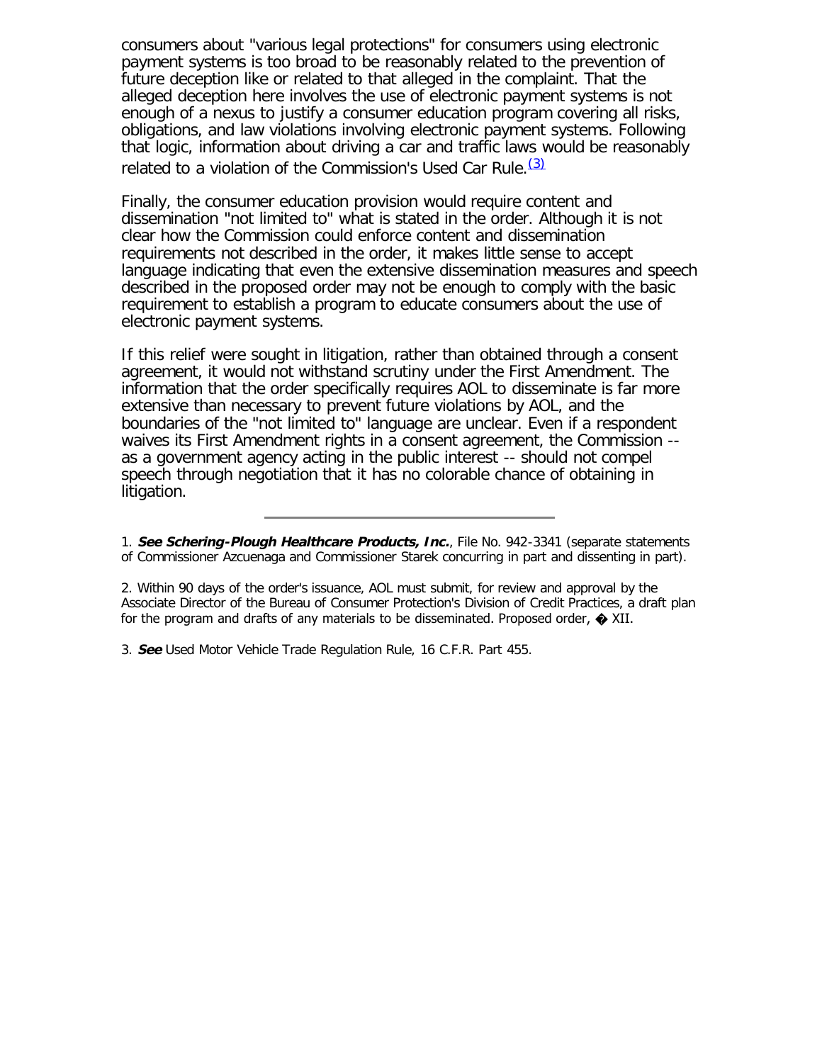consumers about "various legal protections" for consumers using electronic payment systems is too broad to be reasonably related to the prevention of future deception like or related to that alleged in the complaint. That the alleged deception here involves the use of electronic payment systems is not enough of a nexus to justify a consumer education program covering all risks, obligations, and law violations involving electronic payment systems. Following that logic, information about driving a car and traffic laws would be reasonably related to a violation of the Commission's Used Car Rule.[(3)]

Finally, the consumer education provision would require content and dissemination "not limited to" what is stated in the order. Although it is not clear how the Commission could enforce content and dissemination requirements not described in the order, it makes little sense to accept language indicating that even the extensive dissemination measures and speech described in the proposed order may not be enough to comply with the basic requirement to establish a program to educate consumers about the use of electronic payment systems.

If this relief were sought in litigation, rather than obtained through a consent agreement, it would not withstand scrutiny under the First Amendment. The information that the order specifically requires AOL to disseminate is far more extensive than necessary to prevent future violations by AOL, and the boundaries of the "not limited to" language are unclear. Even if a respondent waives its First Amendment rights in a consent agreement, the Commission -- as a government agency acting in the public interest -- should not compel speech through negotiation that it has no colorable chance of obtaining in litigation.

---

1. ***See Schering-Plough Healthcare Products, Inc.***, File No. 942-3341 (separate statements of Commissioner Azcuenaga and Commissioner Starek concurring in part and dissenting in part).

2. Within 90 days of the order's issuance, AOL must submit, for review and approval by the Associate Director of the Bureau of Consumer Protection's Division of Credit Practices, a draft plan for the program and drafts of any materials to be disseminated. Proposed order, � XII.

3. ***See*** Used Motor Vehicle Trade Regulation Rule, 16 C.F.R. Part 455.